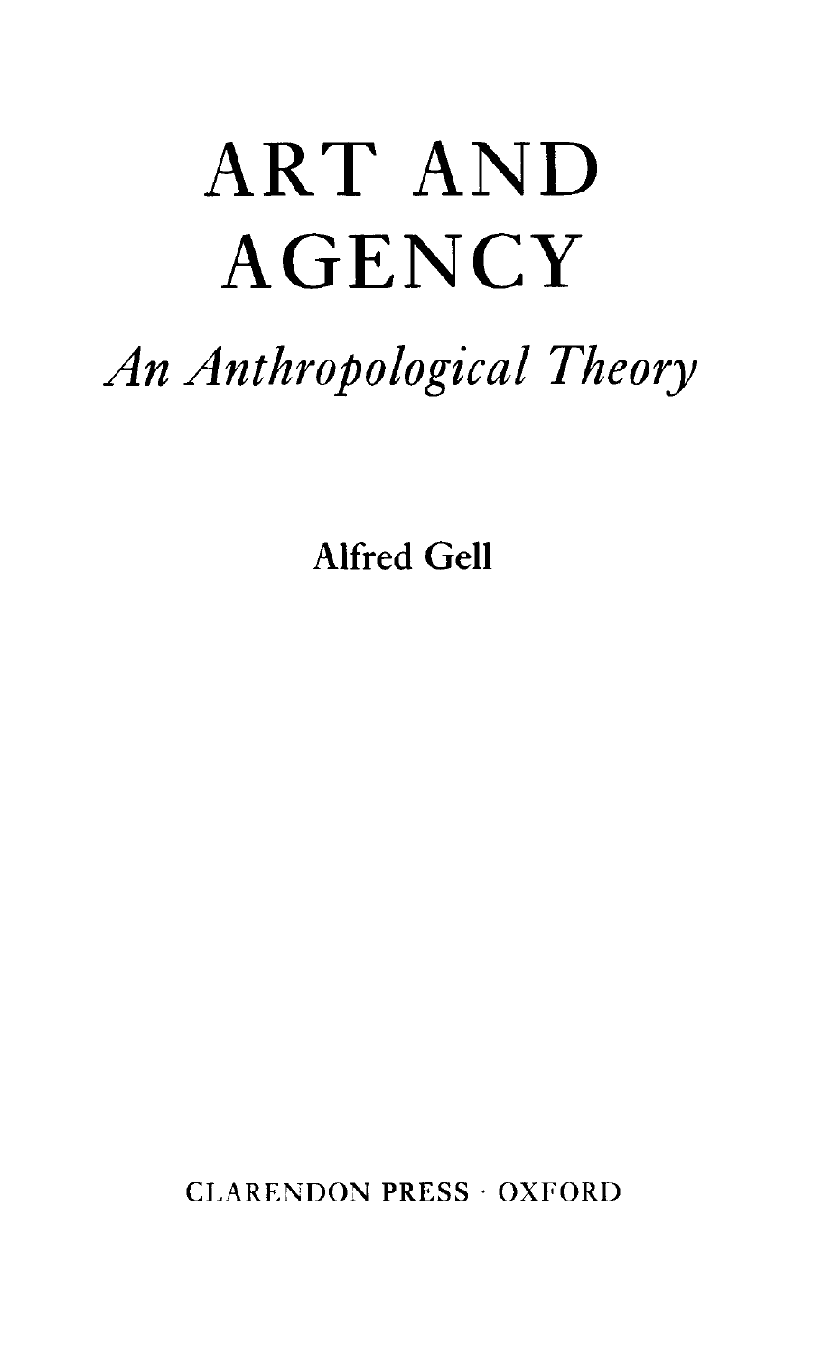# ART AND AGENCY

## *An Anthropological Theory*

Alfred Gell

CLARENDON PRESS · OXFORD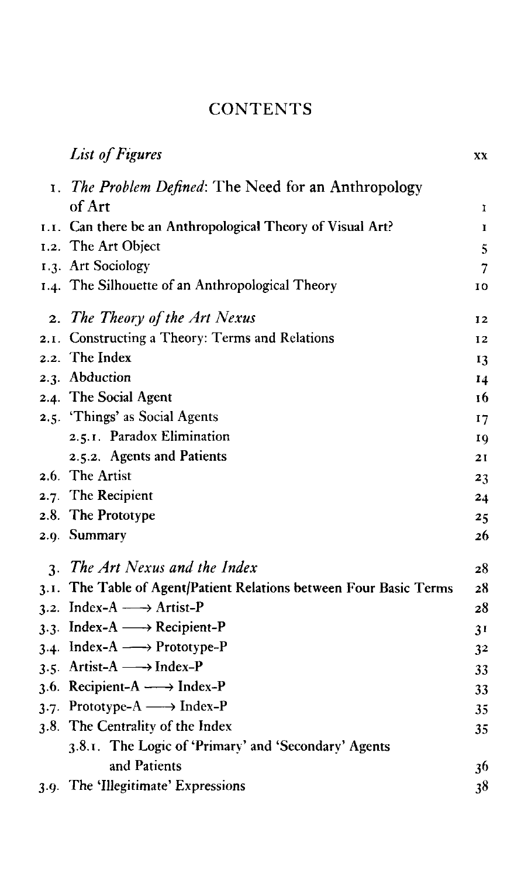# CONTENTS

| | | |
|---|---|---|
| | *List of Figures* | xx |
| 1. | *The Problem Defined*: The Need for an Anthropology of Art | 1 |
| 1.1. | Can there be an Anthropological Theory of Visual Art? | 1 |
| 1.2. | The Art Object | 5 |
| 1.3. | Art Sociology | 7 |
| 1.4. | The Silhouette of an Anthropological Theory | 10 |
| 2. | *The Theory of the Art Nexus* | 12 |
| 2.1. | Constructing a Theory: Terms and Relations | 12 |
| 2.2. | The Index | 13 |
| 2.3. | Abduction | 14 |
| 2.4. | The Social Agent | 16 |
| 2.5. | 'Things' as Social Agents | 17 |
| | 2.5.1. Paradox Elimination | 19 |
| | 2.5.2. Agents and Patients | 21 |
| 2.6. | The Artist | 23 |
| 2.7. | The Recipient | 24 |
| 2.8. | The Prototype | 25 |
| 2.9. | Summary | 26 |
| 3. | *The Art Nexus and the Index* | 28 |
| 3.1. | The Table of Agent/Patient Relations between Four Basic Terms | 28 |
| 3.2. | Index-A ⟶ Artist-P | 28 |
| 3.3. | Index-A ⟶ Recipient-P | 31 |
| 3.4. | Index-A ⟶ Prototype-P | 32 |
| 3.5. | Artist-A ⟶ Index-P | 33 |
| 3.6. | Recipient-A ⟶ Index-P | 33 |
| 3.7. | Prototype-A ⟶ Index-P | 35 |
| 3.8. | The Centrality of the Index | 35 |
| | 3.8.1. The Logic of 'Primary' and 'Secondary' Agents and Patients | 36 |
| 3.9. | The 'Illegitimate' Expressions | 38 |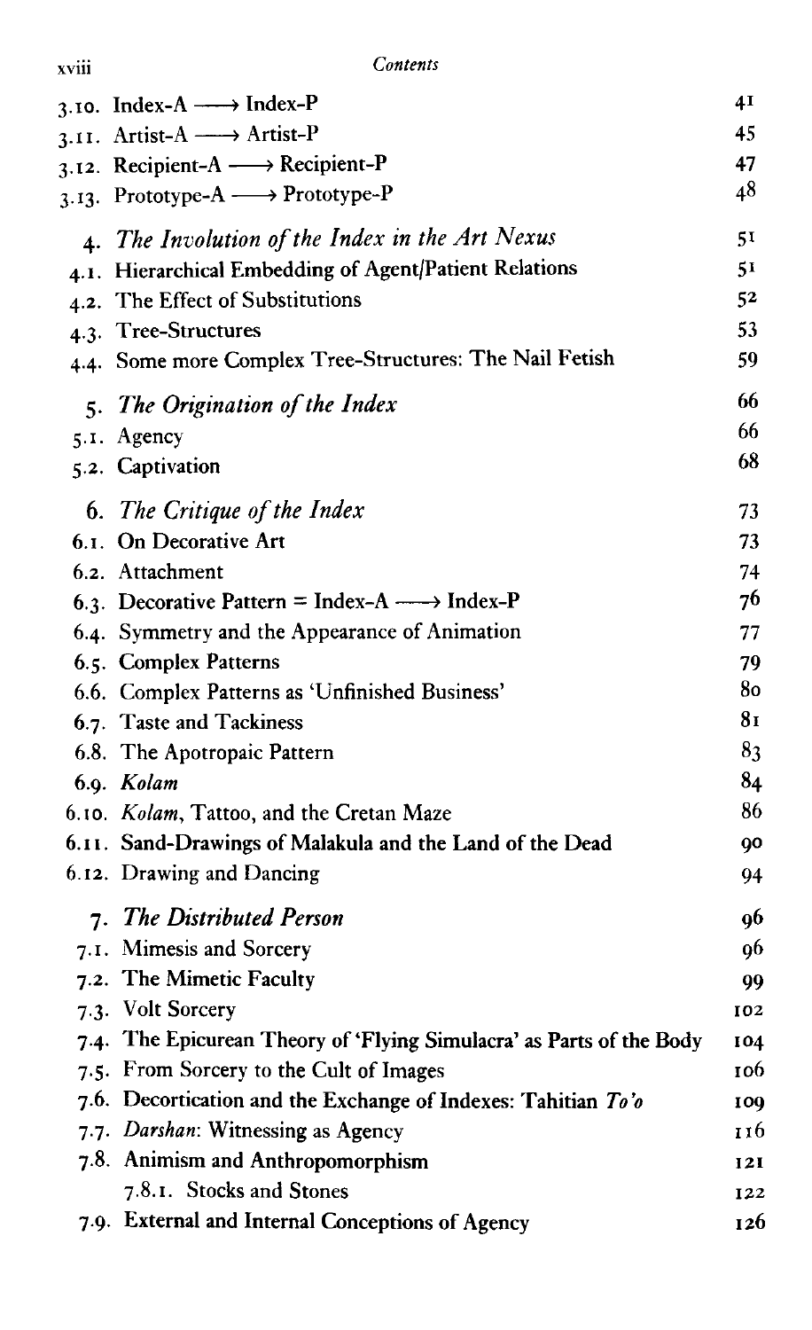| | |
|---|---|
| 3.10. Index-A ⟶ Index-P | 41 |
| 3.11. Artist-A ⟶ Artist-P | 45 |
| 3.12. Recipient-A ⟶ Recipient-P | 47 |
| 3.13. Prototype-A ⟶ Prototype-P | 48 |
| 4. *The Involution of the Index in the Art Nexus* | 51 |
| 4.1. Hierarchical Embedding of Agent/Patient Relations | 51 |
| 4.2. The Effect of Substitutions | 52 |
| 4.3. Tree-Structures | 53 |
| 4.4. Some more Complex Tree-Structures: The Nail Fetish | 59 |
| 5. *The Origination of the Index* | 66 |
| 5.1. Agency | 66 |
| 5.2. Captivation | 68 |
| 6. *The Critique of the Index* | 73 |
| 6.1. On Decorative Art | 73 |
| 6.2. Attachment | 74 |
| 6.3. Decorative Pattern = Index-A ⟶ Index-P | 76 |
| 6.4. Symmetry and the Appearance of Animation | 77 |
| 6.5. Complex Patterns | 79 |
| 6.6. Complex Patterns as 'Unfinished Business' | 80 |
| 6.7. Taste and Tackiness | 81 |
| 6.8. The Apotropaic Pattern | 83 |
| 6.9. *Kolam* | 84 |
| 6.10. *Kolam*, Tattoo, and the Cretan Maze | 86 |
| 6.11. Sand-Drawings of Malakula and the Land of the Dead | 90 |
| 6.12. Drawing and Dancing | 94 |
| 7. *The Distributed Person* | 96 |
| 7.1. Mimesis and Sorcery | 96 |
| 7.2. The Mimetic Faculty | 99 |
| 7.3. Volt Sorcery | 102 |
| 7.4. The Epicurean Theory of 'Flying Simulacra' as Parts of the Body | 104 |
| 7.5. From Sorcery to the Cult of Images | 106 |
| 7.6. Decortication and the Exchange of Indexes: Tahitian *To'o* | 109 |
| 7.7. *Darshan*: Witnessing as Agency | 116 |
| 7.8. Animism and Anthropomorphism | 121 |
| 7.8.1. Stocks and Stones | 122 |
| 7.9. External and Internal Conceptions of Agency | 126 |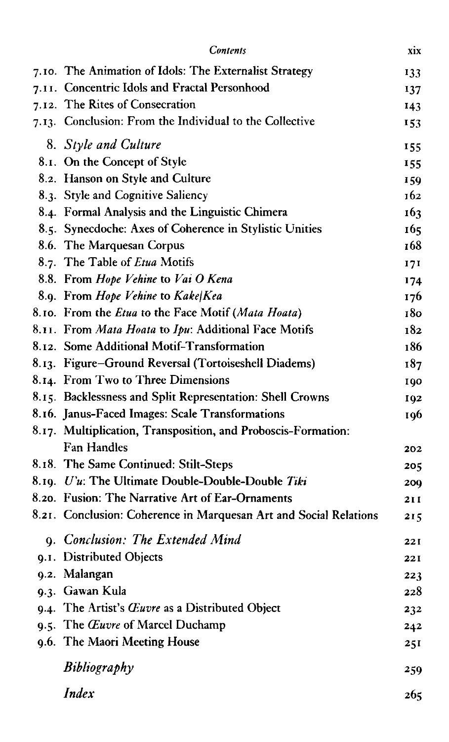| | | |
|---|---|---|
| 7.10. | The Animation of Idols: The Externalist Strategy | 133 |
| 7.11. | Concentric Idols and Fractal Personhood | 137 |
| 7.12. | The Rites of Consecration | 143 |
| 7.13. | Conclusion: From the Individual to the Collective | 153 |
| 8. | *Style and Culture* | 155 |
| 8.1. | On the Concept of Style | 155 |
| 8.2. | Hanson on Style and Culture | 159 |
| 8.3. | Style and Cognitive Saliency | 162 |
| 8.4. | Formal Analysis and the Linguistic Chimera | 163 |
| 8.5. | Synecdoche: Axes of Coherence in Stylistic Unities | 165 |
| 8.6. | The Marquesan Corpus | 168 |
| 8.7. | The Table of *Etua* Motifs | 171 |
| 8.8. | From *Hope Vehine* to *Vai O Kena* | 174 |
| 8.9. | From *Hope Vehine* to *Kake/Kea* | 176 |
| 8.10. | From the *Etua* to the Face Motif (*Mata Hoata*) | 180 |
| 8.11. | From *Mata Hoata* to *Ipu*: Additional Face Motifs | 182 |
| 8.12. | Some Additional Motif-Transformation | 186 |
| 8.13. | Figure–Ground Reversal (Tortoiseshell Diadems) | 187 |
| 8.14. | From Two to Three Dimensions | 190 |
| 8.15. | Backlessness and Split Representation: Shell Crowns | 192 |
| 8.16. | Janus-Faced Images: Scale Transformations | 196 |
| 8.17. | Multiplication, Transposition, and Proboscis-Formation: Fan Handles | 202 |
| 8.18. | The Same Continued: Stilt-Steps | 205 |
| 8.19. | *U'u*: The Ultimate Double-Double-Double *Tiki* | 209 |
| 8.20. | Fusion: The Narrative Art of Ear-Ornaments | 211 |
| 8.21. | Conclusion: Coherence in Marquesan Art and Social Relations | 215 |
| 9. | *Conclusion: The Extended Mind* | 221 |
| 9.1. | Distributed Objects | 221 |
| 9.2. | Malangan | 223 |
| 9.3. | Gawan Kula | 228 |
| 9.4. | The Artist's *Œuvre* as a Distributed Object | 232 |
| 9.5. | The *Œuvre* of Marcel Duchamp | 242 |
| 9.6. | The Maori Meeting House | 251 |
| | *Bibliography* | 259 |
| | *Index* | 265 |